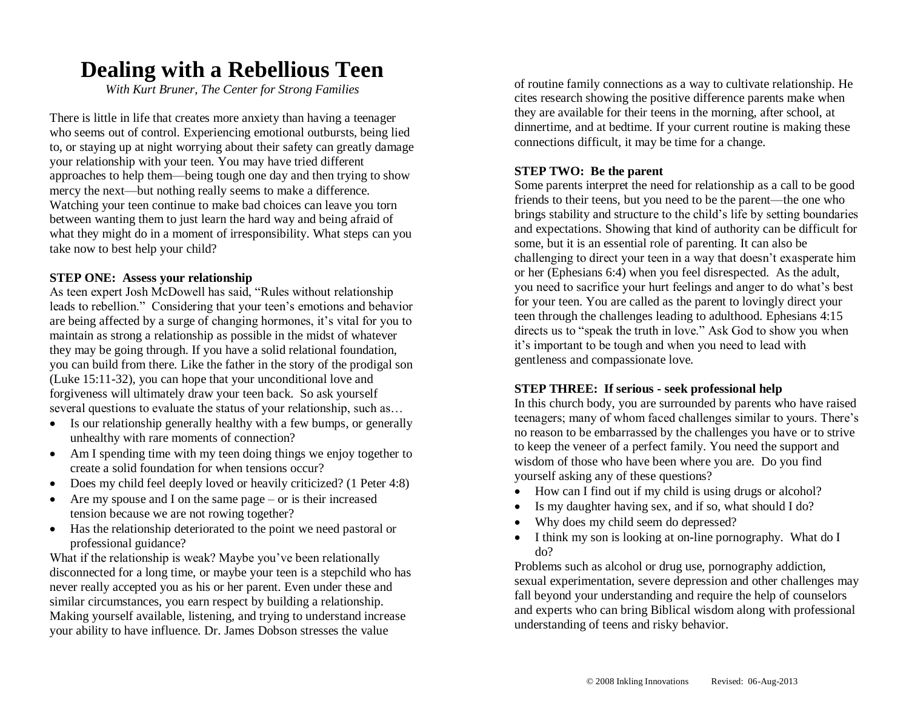# Dealing with a Rebellious Teen

*With Kurt Bruner, The Center for Strong Families*

There is little in life that creates more anxiety than having a teenager who seems out of control. Experiencing emotional outbursts, being lied to, or staying up at night worrying about their safety can greatly damage your relationship with your teen. You may have tried different approaches to help them—being tough one day and then trying to show mercy the next—but nothing really seems to make a difference. Watching your teen continue to make bad choices can leave you torn between wanting them to just learn the hard way and being afraid of what they might do in a moment of irresponsibility. What steps can you take now to best help your child?

**STEP ONE: Assess your relationship**

As teen expert Josh McDowell has said, "Rules without relationship leads to rebellion." Considering that your teen's emotions and behavior are being affected by a surge of changing hormones, it's vital for you to maintain as strong a relationship as possible in the midst of whatever they may be going through. If you have a solid relational foundation, you can build from there. Like the father in the story of the prodigal son (Luke 15:11-32), you can hope that your unconditional love and forgiveness will ultimately draw your teen back. So ask yourself several questions to evaluate the status of your relationship, such as…

- Is our relationship generally healthy with a few bumps, or generally unhealthy with rare moments of connection?
- Am I spending time with my teen doing things we enjoy together to create a solid foundation for when tensions occur?
- Does my child feel deeply loved or heavily criticized? (1 Peter 4:8)
- Are my spouse and I on the same page – or is their increased tension because we are not rowing together?
- Has the relationship deteriorated to the point we need pastoral or professional guidance?

What if the relationship is weak? Maybe you've been relationally disconnected for a long time, or maybe your teen is a stepchild who has never really accepted you as his or her parent. Even under these and similar circumstances, you earn respect by building a relationship. Making yourself available, listening, and trying to understand increase your ability to have influence. Dr. James Dobson stresses the value of routine family connections as a way to cultivate relationship. He cites research showing the positive difference parents make when they are available for their teens in the morning, after school, at dinnertime, and at bedtime. If your current routine is making these connections difficult, it may be time for a change.

**STEP TWO: Be the parent**

Some parents interpret the need for relationship as a call to be good friends to their teens, but you need to be the parent—the one who brings stability and structure to the child's life by setting boundaries and expectations. Showing that kind of authority can be difficult for some, but it is an essential role of parenting. It can also be challenging to direct your teen in a way that doesn't exasperate him or her (Ephesians 6:4) when you feel disrespected. As the adult, you need to sacrifice your hurt feelings and anger to do what's best for your teen. You are called as the parent to lovingly direct your teen through the challenges leading to adulthood. Ephesians 4:15 directs us to "speak the truth in love." Ask God to show you when it's important to be tough and when you need to lead with gentleness and compassionate love.

**STEP THREE: If serious - seek professional help**

In this church body, you are surrounded by parents who have raised teenagers; many of whom faced challenges similar to yours. There's no reason to be embarrassed by the challenges you have or to strive to keep the veneer of a perfect family. You need the support and wisdom of those who have been where you are. Do you find yourself asking any of these questions?

- How can I find out if my child is using drugs or alcohol?
- Is my daughter having sex, and if so, what should I do?
- Why does my child seem do depressed?
- I think my son is looking at on-line pornography. What do I do?

Problems such as alcohol or drug use, pornography addiction, sexual experimentation, severe depression and other challenges may fall beyond your understanding and require the help of counselors and experts who can bring Biblical wisdom along with professional understanding of teens and risky behavior.

© 2008 Inkling Innovations Revised: 06-Aug-2013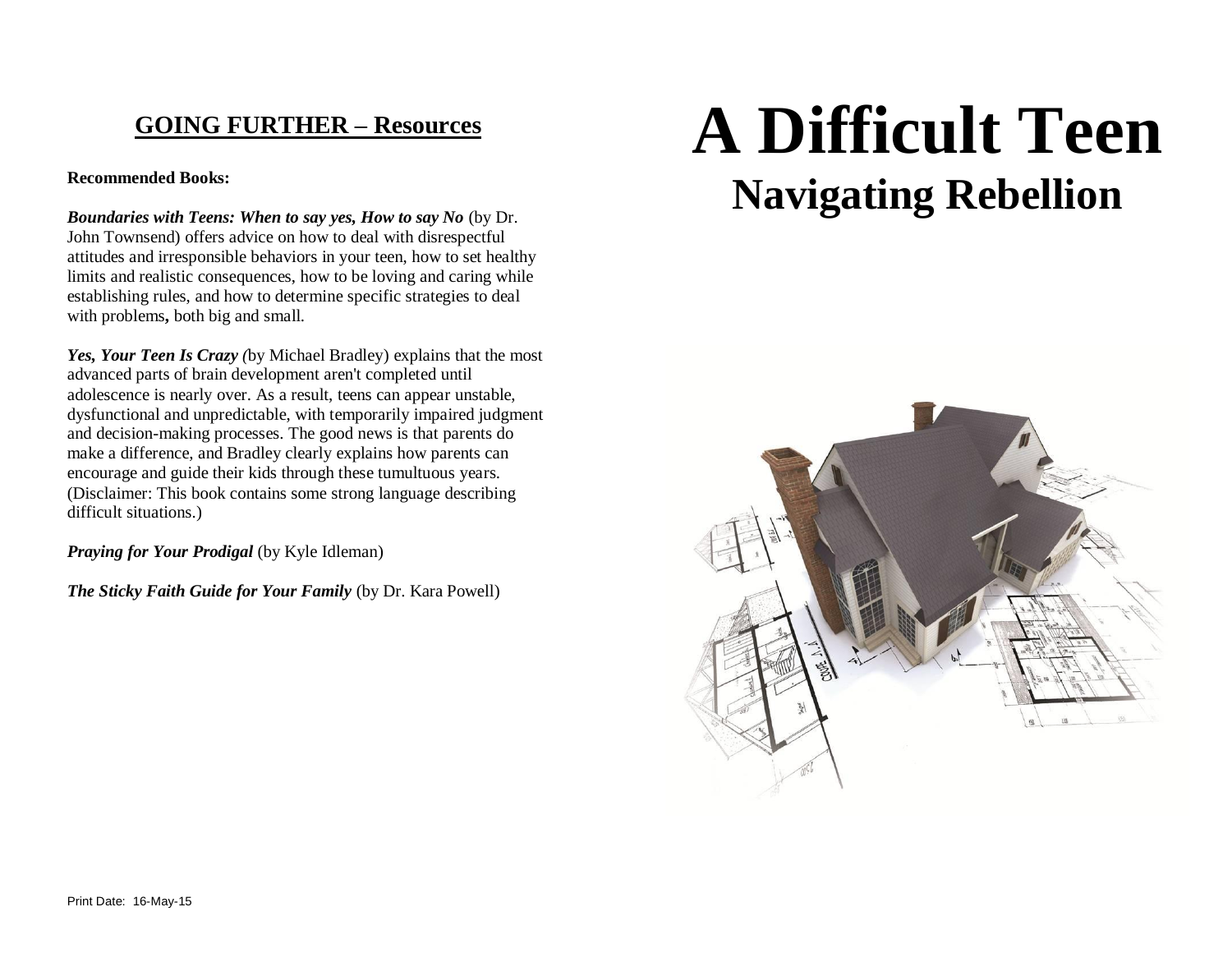## GOING FURTHER – Resources

**Recommended Books:**

***Boundaries with Teens: When to say yes, How to say No*** (by Dr. John Townsend) offers advice on how to deal with disrespectful attitudes and irresponsible behaviors in your teen, how to set healthy limits and realistic consequences, how to be loving and caring while establishing rules, and how to determine specific strategies to deal with problems**,** both big and small.

***Yes, Your Teen Is Crazy*** *(*by Michael Bradley) explains that the most advanced parts of brain development aren't completed until adolescence is nearly over. As a result, teens can appear unstable, dysfunctional and unpredictable, with temporarily impaired judgment and decision-making processes. The good news is that parents do make a difference, and Bradley clearly explains how parents can encourage and guide their kids through these tumultuous years. (Disclaimer: This book contains some strong language describing difficult situations.)

***Praying for Your Prodigal*** (by Kyle Idleman)

***The Sticky Faith Guide for Your Family*** (by Dr. Kara Powell)

Print Date: 16-May-15

# A Difficult Teen

## Navigating Rebellion